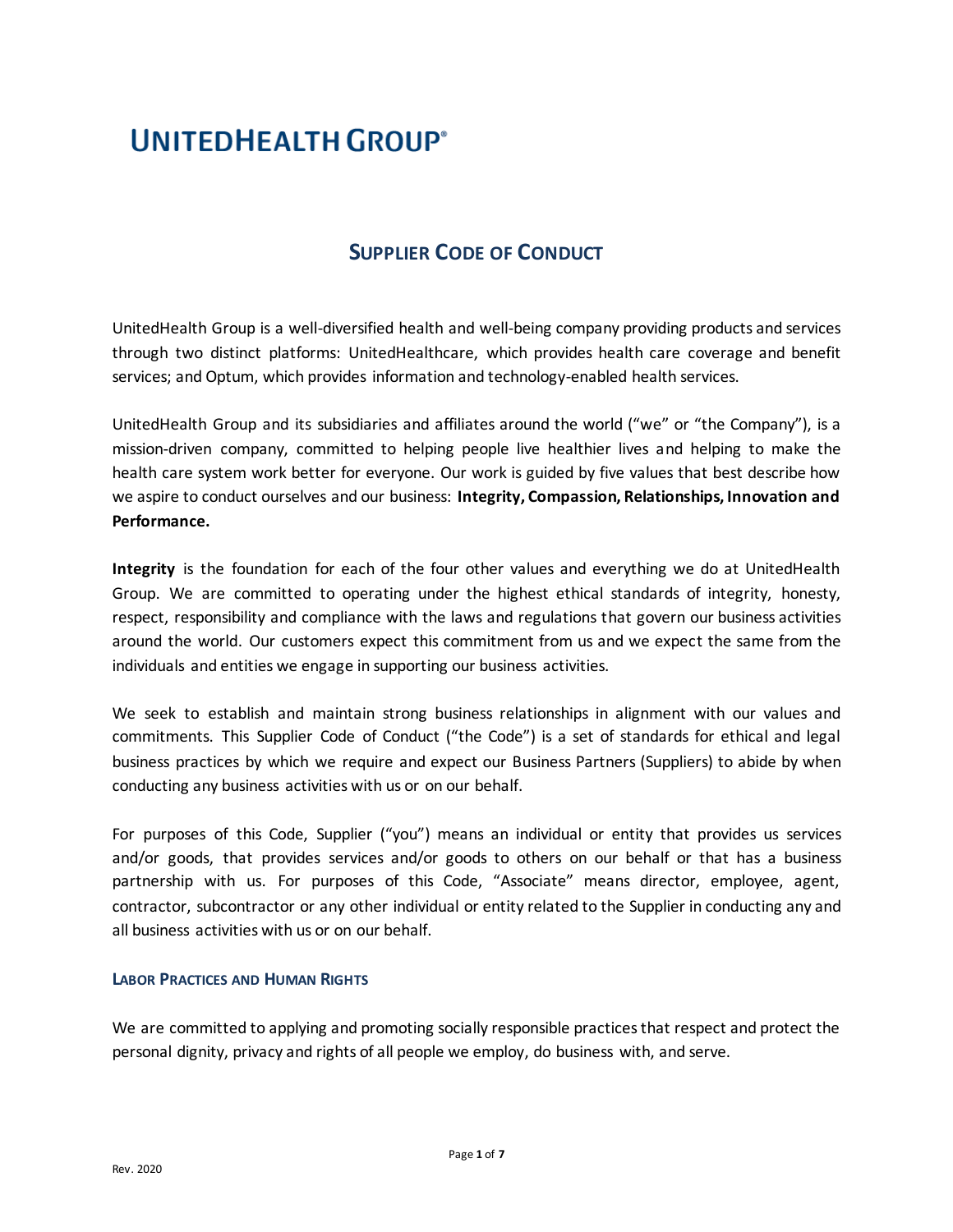# UNITEDHEALTH GROUP®

## SUPPLIER CODE OF CONDUCT

UnitedHealth Group is a well-diversified health and well-being company providing products and services through two distinct platforms: UnitedHealthcare, which provides health care coverage and benefit services; and Optum, which provides information and technology-enabled health services.

UnitedHealth Group and its subsidiaries and affiliates around the world ("we" or "the Company"), is a mission-driven company, committed to helping people live healthier lives and helping to make the health care system work better for everyone. Our work is guided by five values that best describe how we aspire to conduct ourselves and our business: **Integrity, Compassion, Relationships, Innovation and Performance.**

**Integrity** is the foundation for each of the four other values and everything we do at UnitedHealth Group. We are committed to operating under the highest ethical standards of integrity, honesty, respect, responsibility and compliance with the laws and regulations that govern our business activities around the world. Our customers expect this commitment from us and we expect the same from the individuals and entities we engage in supporting our business activities.

We seek to establish and maintain strong business relationships in alignment with our values and commitments. This Supplier Code of Conduct ("the Code") is a set of standards for ethical and legal business practices by which we require and expect our Business Partners (Suppliers) to abide by when conducting any business activities with us or on our behalf.

For purposes of this Code, Supplier ("you") means an individual or entity that provides us services and/or goods, that provides services and/or goods to others on our behalf or that has a business partnership with us. For purposes of this Code, "Associate" means director, employee, agent, contractor, subcontractor or any other individual or entity related to the Supplier in conducting any and all business activities with us or on our behalf.

### LABOR PRACTICES AND HUMAN RIGHTS

We are committed to applying and promoting socially responsible practices that respect and protect the personal dignity, privacy and rights of all people we employ, do business with, and serve.

Rev. 2020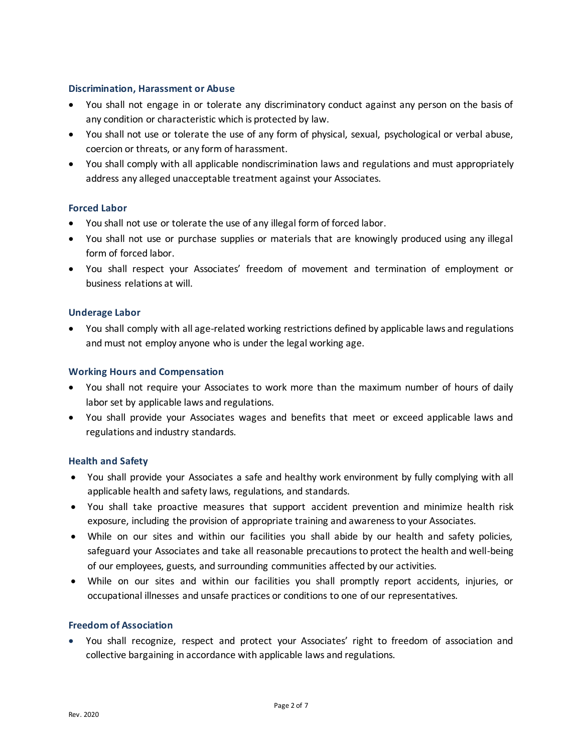### Discrimination, Harassment or Abuse

- You shall not engage in or tolerate any discriminatory conduct against any person on the basis of any condition or characteristic which is protected by law.
- You shall not use or tolerate the use of any form of physical, sexual, psychological or verbal abuse, coercion or threats, or any form of harassment.
- You shall comply with all applicable nondiscrimination laws and regulations and must appropriately address any alleged unacceptable treatment against your Associates.

### Forced Labor

- You shall not use or tolerate the use of any illegal form of forced labor.
- You shall not use or purchase supplies or materials that are knowingly produced using any illegal form of forced labor.
- You shall respect your Associates' freedom of movement and termination of employment or business relations at will.

### Underage Labor

- You shall comply with all age-related working restrictions defined by applicable laws and regulations and must not employ anyone who is under the legal working age.

### Working Hours and Compensation

- You shall not require your Associates to work more than the maximum number of hours of daily labor set by applicable laws and regulations.
- You shall provide your Associates wages and benefits that meet or exceed applicable laws and regulations and industry standards.

### Health and Safety

- You shall provide your Associates a safe and healthy work environment by fully complying with all applicable health and safety laws, regulations, and standards.
- You shall take proactive measures that support accident prevention and minimize health risk exposure, including the provision of appropriate training and awareness to your Associates.
- While on our sites and within our facilities you shall abide by our health and safety policies, safeguard your Associates and take all reasonable precautions to protect the health and well-being of our employees, guests, and surrounding communities affected by our activities.
- While on our sites and within our facilities you shall promptly report accidents, injuries, or occupational illnesses and unsafe practices or conditions to one of our representatives.

### Freedom of Association

- You shall recognize, respect and protect your Associates' right to freedom of association and collective bargaining in accordance with applicable laws and regulations.

Rev. 2020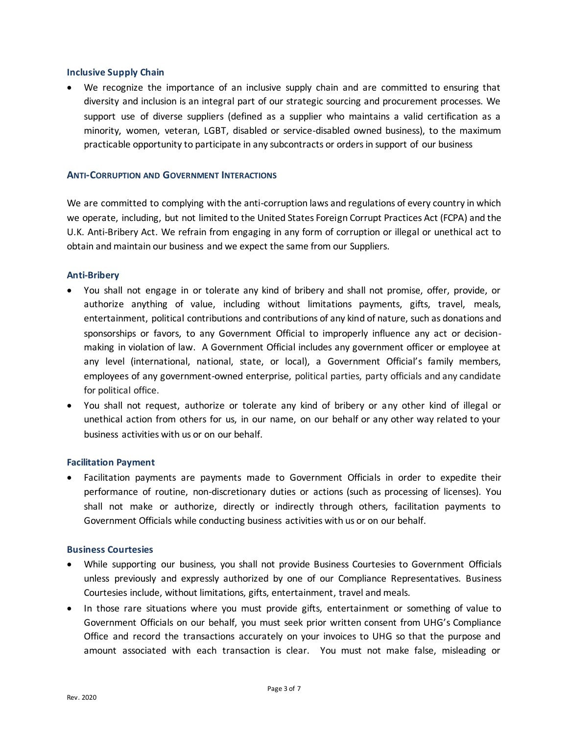### Inclusive Supply Chain

- We recognize the importance of an inclusive supply chain and are committed to ensuring that diversity and inclusion is an integral part of our strategic sourcing and procurement processes. We support use of diverse suppliers (defined as a supplier who maintains a valid certification as a minority, women, veteran, LGBT, disabled or service-disabled owned business), to the maximum practicable opportunity to participate in any subcontracts or orders in support of our business

## ANTI-CORRUPTION AND GOVERNMENT INTERACTIONS

We are committed to complying with the anti-corruption laws and regulations of every country in which we operate, including, but not limited to the United States Foreign Corrupt Practices Act (FCPA) and the U.K. Anti-Bribery Act. We refrain from engaging in any form of corruption or illegal or unethical act to obtain and maintain our business and we expect the same from our Suppliers.

### Anti-Bribery

- You shall not engage in or tolerate any kind of bribery and shall not promise, offer, provide, or authorize anything of value, including without limitations payments, gifts, travel, meals, entertainment, political contributions and contributions of any kind of nature, such as donations and sponsorships or favors, to any Government Official to improperly influence any act or decision-making in violation of law. A Government Official includes any government officer or employee at any level (international, national, state, or local), a Government Official's family members, employees of any government-owned enterprise, political parties, party officials and any candidate for political office.
- You shall not request, authorize or tolerate any kind of bribery or any other kind of illegal or unethical action from others for us, in our name, on our behalf or any other way related to your business activities with us or on our behalf.

### Facilitation Payment

- Facilitation payments are payments made to Government Officials in order to expedite their performance of routine, non-discretionary duties or actions (such as processing of licenses). You shall not make or authorize, directly or indirectly through others, facilitation payments to Government Officials while conducting business activities with us or on our behalf.

### Business Courtesies

- While supporting our business, you shall not provide Business Courtesies to Government Officials unless previously and expressly authorized by one of our Compliance Representatives. Business Courtesies include, without limitations, gifts, entertainment, travel and meals.
- In those rare situations where you must provide gifts, entertainment or something of value to Government Officials on our behalf, you must seek prior written consent from UHG's Compliance Office and record the transactions accurately on your invoices to UHG so that the purpose and amount associated with each transaction is clear. You must not make false, misleading or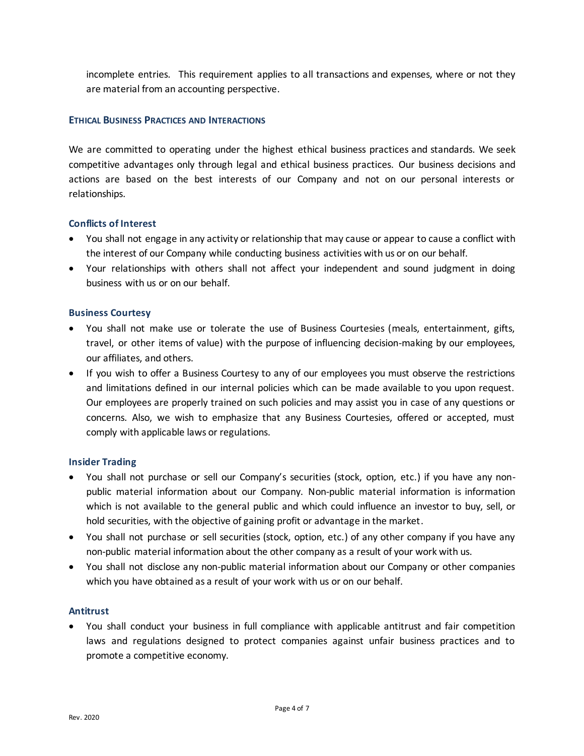incomplete entries. This requirement applies to all transactions and expenses, where or not they are material from an accounting perspective.

## Ethical Business Practices and Interactions

We are committed to operating under the highest ethical business practices and standards. We seek competitive advantages only through legal and ethical business practices. Our business decisions and actions are based on the best interests of our Company and not on our personal interests or relationships.

### Conflicts of Interest

- You shall not engage in any activity or relationship that may cause or appear to cause a conflict with the interest of our Company while conducting business activities with us or on our behalf.
- Your relationships with others shall not affect your independent and sound judgment in doing business with us or on our behalf.

### Business Courtesy

- You shall not make use or tolerate the use of Business Courtesies (meals, entertainment, gifts, travel, or other items of value) with the purpose of influencing decision-making by our employees, our affiliates, and others.
- If you wish to offer a Business Courtesy to any of our employees you must observe the restrictions and limitations defined in our internal policies which can be made available to you upon request. Our employees are properly trained on such policies and may assist you in case of any questions or concerns. Also, we wish to emphasize that any Business Courtesies, offered or accepted, must comply with applicable laws or regulations.

### Insider Trading

- You shall not purchase or sell our Company's securities (stock, option, etc.) if you have any non-public material information about our Company. Non-public material information is information which is not available to the general public and which could influence an investor to buy, sell, or hold securities, with the objective of gaining profit or advantage in the market.
- You shall not purchase or sell securities (stock, option, etc.) of any other company if you have any non-public material information about the other company as a result of your work with us.
- You shall not disclose any non-public material information about our Company or other companies which you have obtained as a result of your work with us or on our behalf.

### Antitrust

- You shall conduct your business in full compliance with applicable antitrust and fair competition laws and regulations designed to protect companies against unfair business practices and to promote a competitive economy.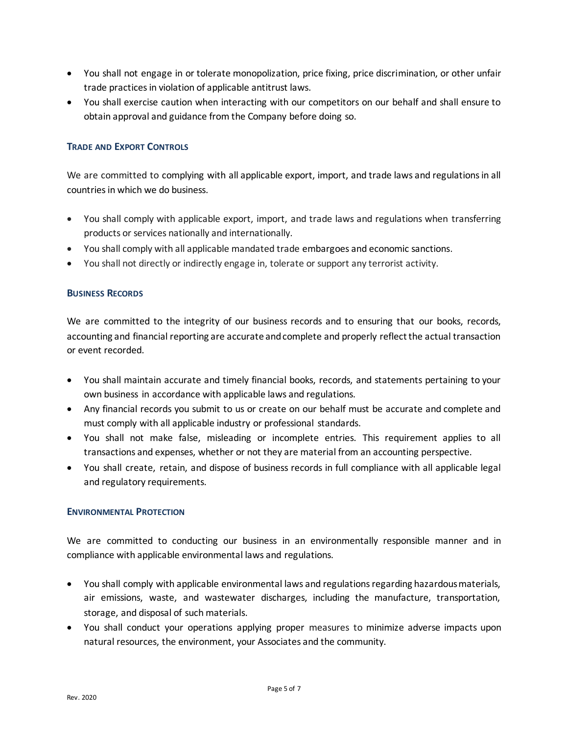- You shall not engage in or tolerate monopolization, price fixing, price discrimination, or other unfair trade practices in violation of applicable antitrust laws.
- You shall exercise caution when interacting with our competitors on our behalf and shall ensure to obtain approval and guidance from the Company before doing so.

## TRADE AND EXPORT CONTROLS

We are committed to complying with all applicable export, import, and trade laws and regulations in all countries in which we do business.

- You shall comply with applicable export, import, and trade laws and regulations when transferring products or services nationally and internationally.
- You shall comply with all applicable mandated trade embargoes and economic sanctions.
- You shall not directly or indirectly engage in, tolerate or support any terrorist activity.

## BUSINESS RECORDS

We are committed to the integrity of our business records and to ensuring that our books, records, accounting and financial reporting are accurate and complete and properly reflect the actual transaction or event recorded.

- You shall maintain accurate and timely financial books, records, and statements pertaining to your own business in accordance with applicable laws and regulations.
- Any financial records you submit to us or create on our behalf must be accurate and complete and must comply with all applicable industry or professional standards.
- You shall not make false, misleading or incomplete entries. This requirement applies to all transactions and expenses, whether or not they are material from an accounting perspective.
- You shall create, retain, and dispose of business records in full compliance with all applicable legal and regulatory requirements.

## ENVIRONMENTAL PROTECTION

We are committed to conducting our business in an environmentally responsible manner and in compliance with applicable environmental laws and regulations.

- You shall comply with applicable environmental laws and regulations regarding hazardous materials, air emissions, waste, and wastewater discharges, including the manufacture, transportation, storage, and disposal of such materials.
- You shall conduct your operations applying proper measures to minimize adverse impacts upon natural resources, the environment, your Associates and the community.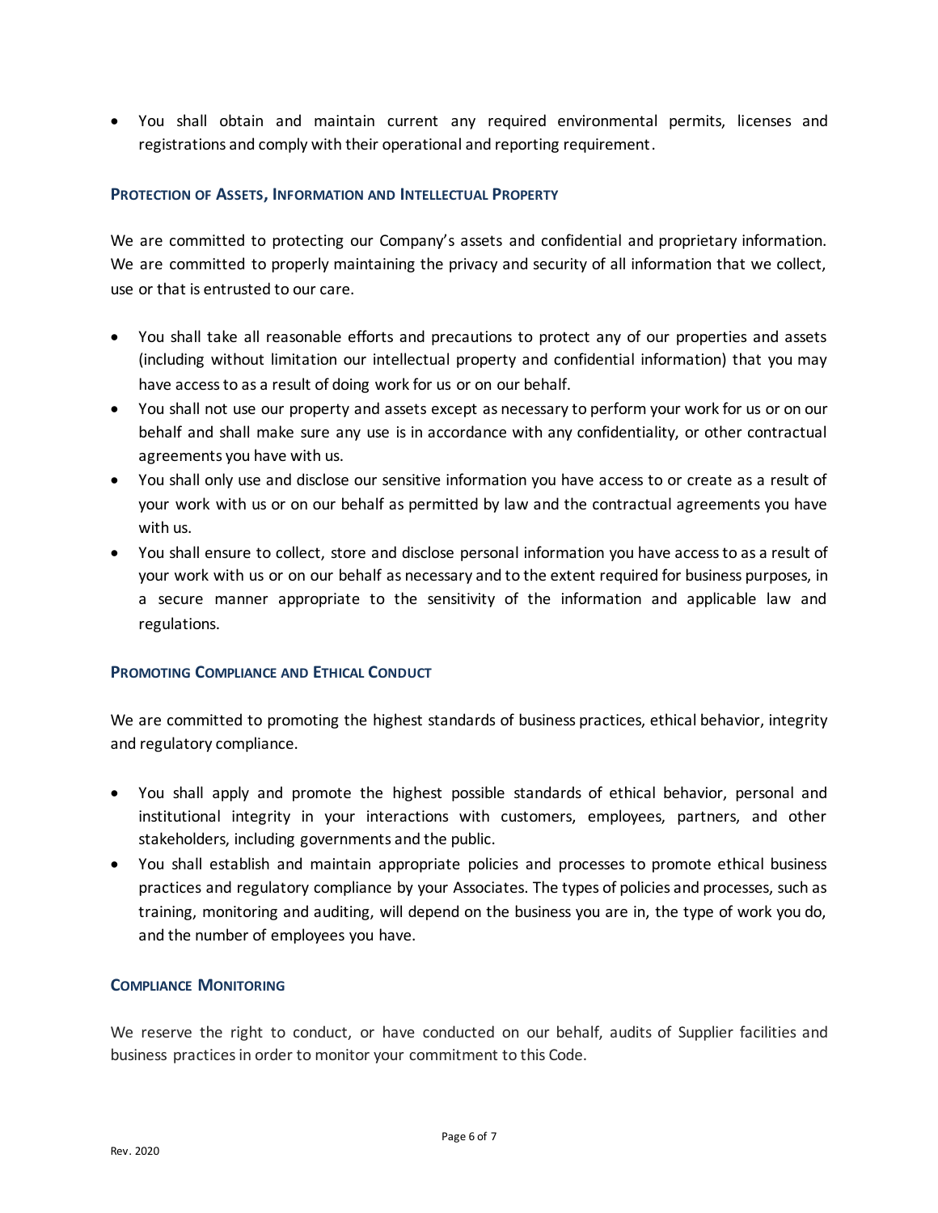- You shall obtain and maintain current any required environmental permits, licenses and registrations and comply with their operational and reporting requirement.

### PROTECTION OF ASSETS, INFORMATION AND INTELLECTUAL PROPERTY

We are committed to protecting our Company's assets and confidential and proprietary information. We are committed to properly maintaining the privacy and security of all information that we collect, use or that is entrusted to our care.

- You shall take all reasonable efforts and precautions to protect any of our properties and assets (including without limitation our intellectual property and confidential information) that you may have access to as a result of doing work for us or on our behalf.
- You shall not use our property and assets except as necessary to perform your work for us or on our behalf and shall make sure any use is in accordance with any confidentiality, or other contractual agreements you have with us.
- You shall only use and disclose our sensitive information you have access to or create as a result of your work with us or on our behalf as permitted by law and the contractual agreements you have with us.
- You shall ensure to collect, store and disclose personal information you have access to as a result of your work with us or on our behalf as necessary and to the extent required for business purposes, in a secure manner appropriate to the sensitivity of the information and applicable law and regulations.

### PROMOTING COMPLIANCE AND ETHICAL CONDUCT

We are committed to promoting the highest standards of business practices, ethical behavior, integrity and regulatory compliance.

- You shall apply and promote the highest possible standards of ethical behavior, personal and institutional integrity in your interactions with customers, employees, partners, and other stakeholders, including governments and the public.
- You shall establish and maintain appropriate policies and processes to promote ethical business practices and regulatory compliance by your Associates. The types of policies and processes, such as training, monitoring and auditing, will depend on the business you are in, the type of work you do, and the number of employees you have.

### COMPLIANCE MONITORING

We reserve the right to conduct, or have conducted on our behalf, audits of Supplier facilities and business practices in order to monitor your commitment to this Code.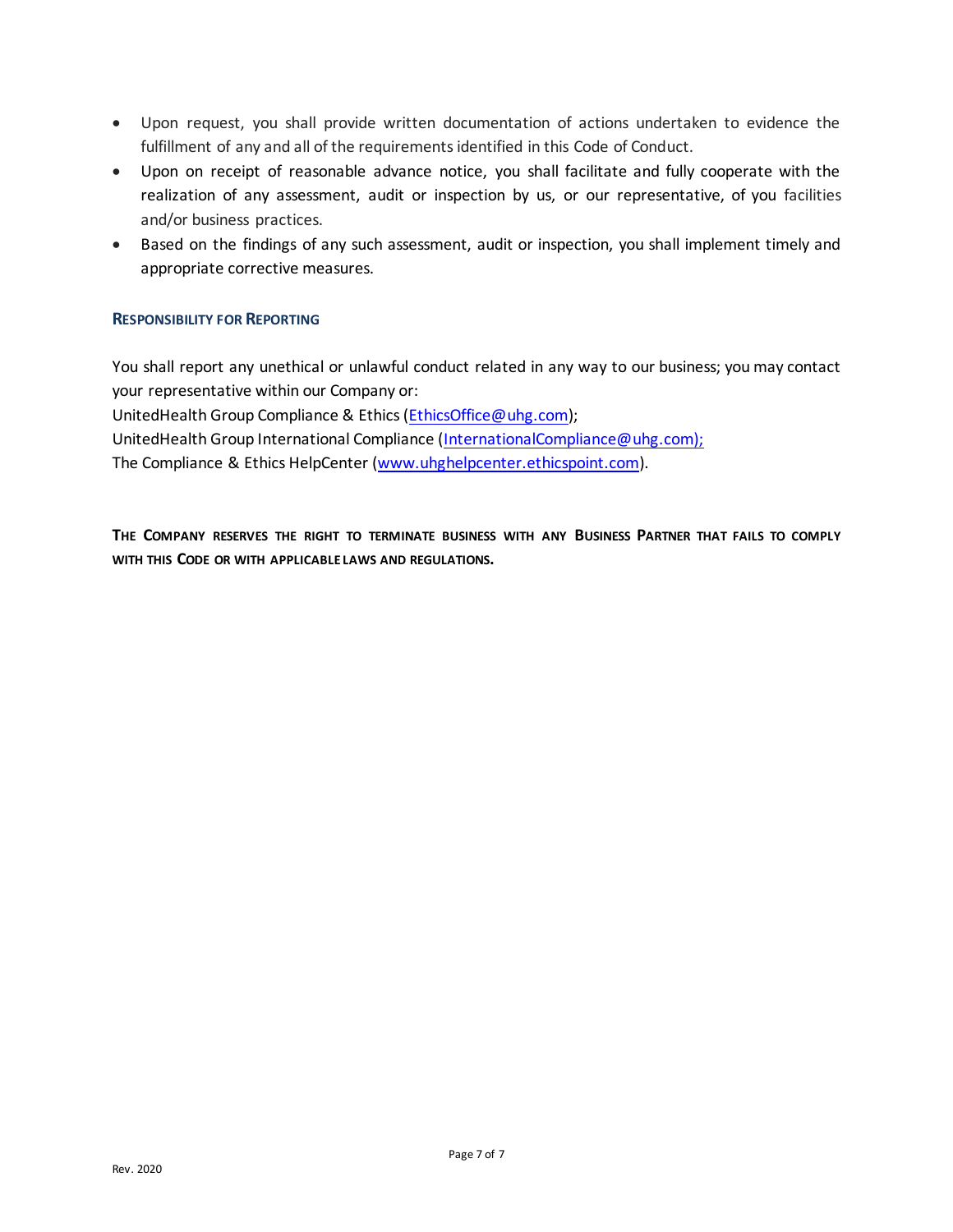- Upon request, you shall provide written documentation of actions undertaken to evidence the fulfillment of any and all of the requirements identified in this Code of Conduct.
- Upon on receipt of reasonable advance notice, you shall facilitate and fully cooperate with the realization of any assessment, audit or inspection by us, or our representative, of you facilities and/or business practices.
- Based on the findings of any such assessment, audit or inspection, you shall implement timely and appropriate corrective measures.

### Responsibility for Reporting

You shall report any unethical or unlawful conduct related in any way to our business; you may contact your representative within our Company or:
UnitedHealth Group Compliance & Ethics (EthicsOffice@uhg.com);
UnitedHealth Group International Compliance (InternationalCompliance@uhg.com);
The Compliance & Ethics HelpCenter (www.uhghelpcenter.ethicspoint.com).

**The Company reserves the right to terminate business with any Business Partner that fails to comply with this Code or with applicable laws and regulations.**

Rev. 2020